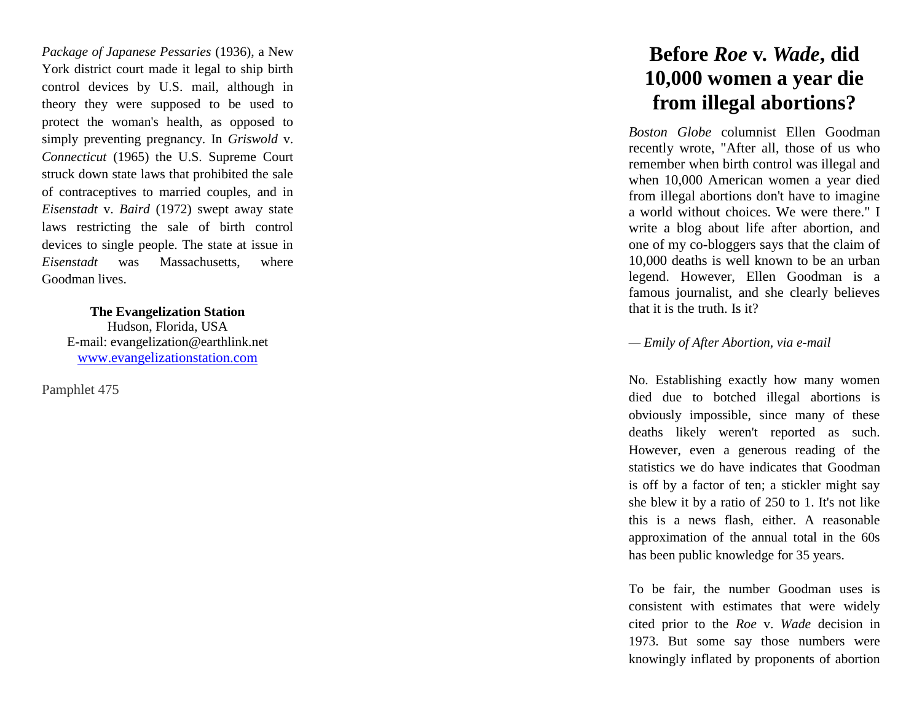*Package of Japanese Pessaries* (1936), a New York district court made it legal to ship birth control devices by U.S. mail, although in theory they were supposed to be used to protect the woman's health, as opposed to simply preventing pregnancy. In *Griswold* v. *Connecticut* (1965) the U.S. Supreme Court struck down state laws that prohibited the sale of contraceptives to married couples, and in *Eisenstadt* v. *Baird* (1972) swept away state laws restricting the sale of birth control devices to single people. The state at issue in *Eisenstadt* was Massachusetts, where Goodman lives.

**The Evangelization Station**
Hudson, Florida, USA
E-mail: evangelization@earthlink.net
www.evangelizationstation.com

Pamphlet 475

# Before *Roe* v. *Wade*, did 10,000 women a year die from illegal abortions?

*Boston Globe* columnist Ellen Goodman recently wrote, "After all, those of us who remember when birth control was illegal and when 10,000 American women a year died from illegal abortions don't have to imagine a world without choices. We were there." I write a blog about life after abortion, and one of my co-bloggers says that the claim of 10,000 deaths is well known to be an urban legend. However, Ellen Goodman is a famous journalist, and she clearly believes that it is the truth. Is it?

*— Emily of After Abortion, via e-mail*

No. Establishing exactly how many women died due to botched illegal abortions is obviously impossible, since many of these deaths likely weren't reported as such. However, even a generous reading of the statistics we do have indicates that Goodman is off by a factor of ten; a stickler might say she blew it by a ratio of 250 to 1. It's not like this is a news flash, either. A reasonable approximation of the annual total in the 60s has been public knowledge for 35 years.

To be fair, the number Goodman uses is consistent with estimates that were widely cited prior to the *Roe* v. *Wade* decision in 1973. But some say those numbers were knowingly inflated by proponents of abortion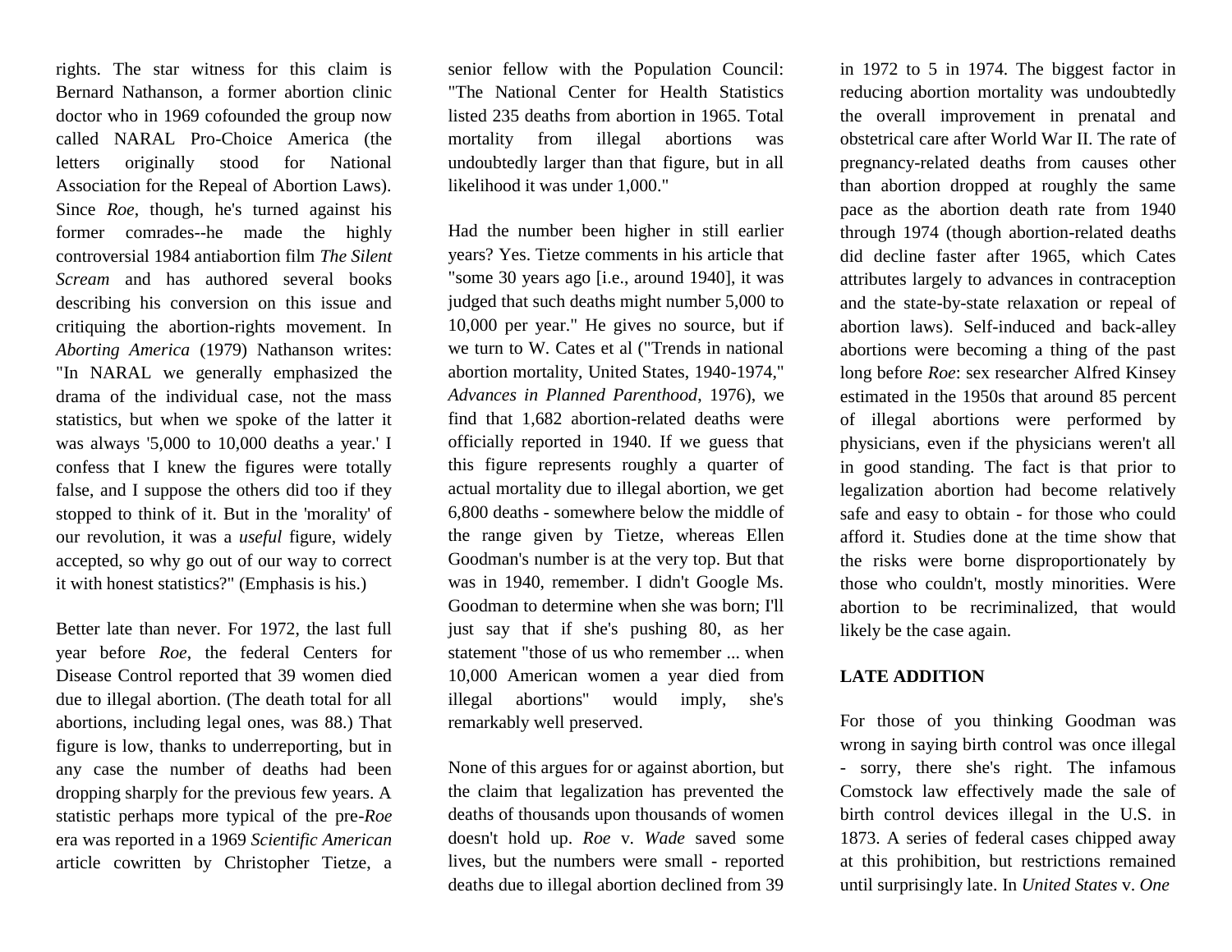rights. The star witness for this claim is Bernard Nathanson, a former abortion clinic doctor who in 1969 cofounded the group now called NARAL Pro-Choice America (the letters originally stood for National Association for the Repeal of Abortion Laws). Since *Roe*, though, he's turned against his former comrades--he made the highly controversial 1984 antiabortion film *The Silent Scream* and has authored several books describing his conversion on this issue and critiquing the abortion-rights movement. In *Aborting America* (1979) Nathanson writes: "In NARAL we generally emphasized the drama of the individual case, not the mass statistics, but when we spoke of the latter it was always '5,000 to 10,000 deaths a year.' I confess that I knew the figures were totally false, and I suppose the others did too if they stopped to think of it. But in the 'morality' of our revolution, it was a *useful* figure, widely accepted, so why go out of our way to correct it with honest statistics?" (Emphasis is his.)

Better late than never. For 1972, the last full year before *Roe*, the federal Centers for Disease Control reported that 39 women died due to illegal abortion. (The death total for all abortions, including legal ones, was 88.) That figure is low, thanks to underreporting, but in any case the number of deaths had been dropping sharply for the previous few years. A statistic perhaps more typical of the pre-*Roe* era was reported in a 1969 *Scientific American* article cowritten by Christopher Tietze, a senior fellow with the Population Council: "The National Center for Health Statistics listed 235 deaths from abortion in 1965. Total mortality from illegal abortions was undoubtedly larger than that figure, but in all likelihood it was under 1,000."

Had the number been higher in still earlier years? Yes. Tietze comments in his article that "some 30 years ago [i.e., around 1940], it was judged that such deaths might number 5,000 to 10,000 per year." He gives no source, but if we turn to W. Cates et al ("Trends in national abortion mortality, United States, 1940-1974," *Advances in Planned Parenthood*, 1976), we find that 1,682 abortion-related deaths were officially reported in 1940. If we guess that this figure represents roughly a quarter of actual mortality due to illegal abortion, we get 6,800 deaths - somewhere below the middle of the range given by Tietze, whereas Ellen Goodman's number is at the very top. But that was in 1940, remember. I didn't Google Ms. Goodman to determine when she was born; I'll just say that if she's pushing 80, as her statement "those of us who remember ... when 10,000 American women a year died from illegal abortions" would imply, she's remarkably well preserved.

None of this argues for or against abortion, but the claim that legalization has prevented the deaths of thousands upon thousands of women doesn't hold up. *Roe* v. *Wade* saved some lives, but the numbers were small - reported deaths due to illegal abortion declined from 39 in 1972 to 5 in 1974. The biggest factor in reducing abortion mortality was undoubtedly the overall improvement in prenatal and obstetrical care after World War II. The rate of pregnancy-related deaths from causes other than abortion dropped at roughly the same pace as the abortion death rate from 1940 through 1974 (though abortion-related deaths did decline faster after 1965, which Cates attributes largely to advances in contraception and the state-by-state relaxation or repeal of abortion laws). Self-induced and back-alley abortions were becoming a thing of the past long before *Roe*: sex researcher Alfred Kinsey estimated in the 1950s that around 85 percent of illegal abortions were performed by physicians, even if the physicians weren't all in good standing. The fact is that prior to legalization abortion had become relatively safe and easy to obtain - for those who could afford it. Studies done at the time show that the risks were borne disproportionately by those who couldn't, mostly minorities. Were abortion to be recriminalized, that would likely be the case again.

**LATE ADDITION**

For those of you thinking Goodman was wrong in saying birth control was once illegal - sorry, there she's right. The infamous Comstock law effectively made the sale of birth control devices illegal in the U.S. in 1873. A series of federal cases chipped away at this prohibition, but restrictions remained until surprisingly late. In *United States* v. *One*